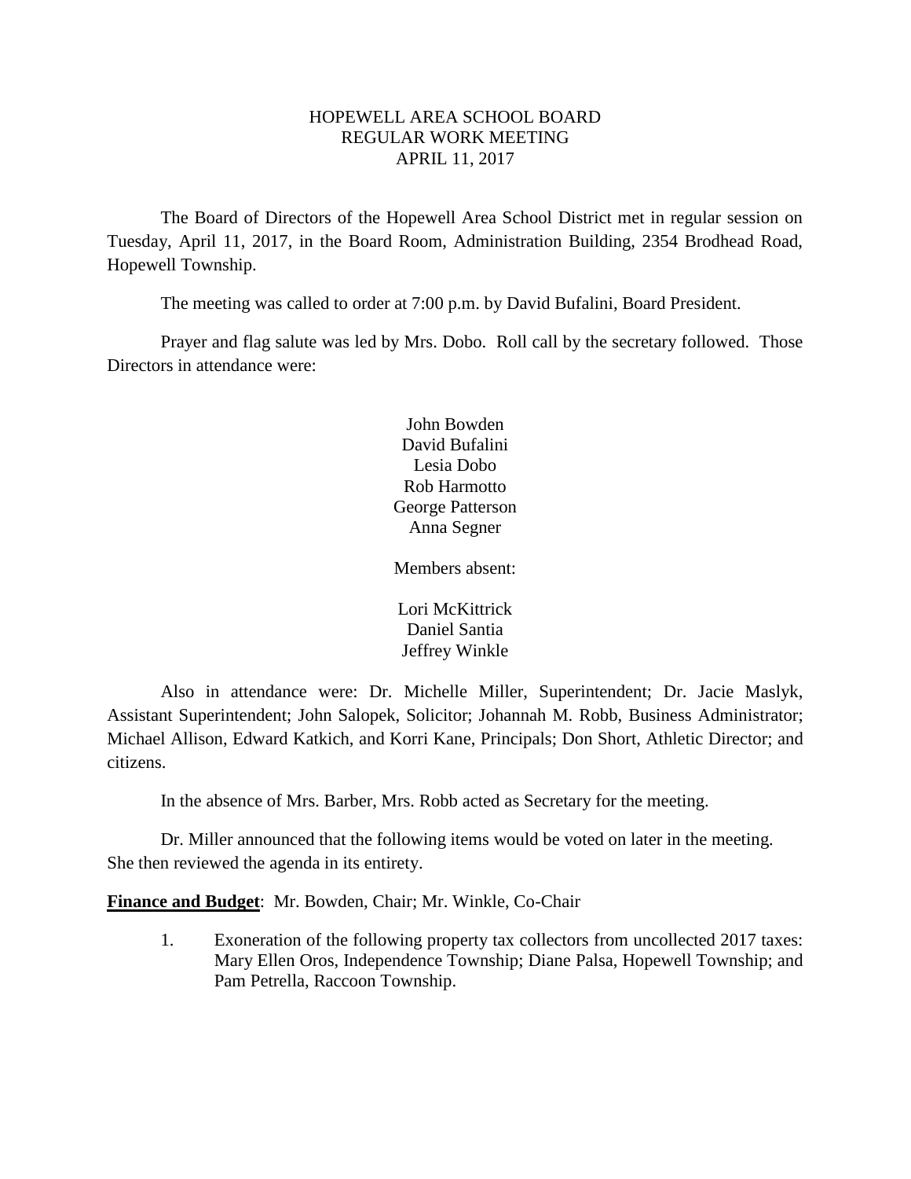# HOPEWELL AREA SCHOOL BOARD
## REGULAR WORK MEETING
## APRIL 11, 2017

The Board of Directors of the Hopewell Area School District met in regular session on Tuesday, April 11, 2017, in the Board Room, Administration Building, 2354 Brodhead Road, Hopewell Township.

The meeting was called to order at 7:00 p.m. by David Bufalini, Board President.

Prayer and flag salute was led by Mrs. Dobo. Roll call by the secretary followed. Those Directors in attendance were:

John Bowden
David Bufalini
Lesia Dobo
Rob Harmotto
George Patterson
Anna Segner

Members absent:

Lori McKittrick
Daniel Santia
Jeffrey Winkle

Also in attendance were: Dr. Michelle Miller, Superintendent; Dr. Jacie Maslyk, Assistant Superintendent; John Salopek, Solicitor; Johannah M. Robb, Business Administrator; Michael Allison, Edward Katkich, and Korri Kane, Principals; Don Short, Athletic Director; and citizens.

In the absence of Mrs. Barber, Mrs. Robb acted as Secretary for the meeting.

Dr. Miller announced that the following items would be voted on later in the meeting. She then reviewed the agenda in its entirety.

**Finance and Budget**: Mr. Bowden, Chair; Mr. Winkle, Co-Chair

1. Exoneration of the following property tax collectors from uncollected 2017 taxes: Mary Ellen Oros, Independence Township; Diane Palsa, Hopewell Township; and Pam Petrella, Raccoon Township.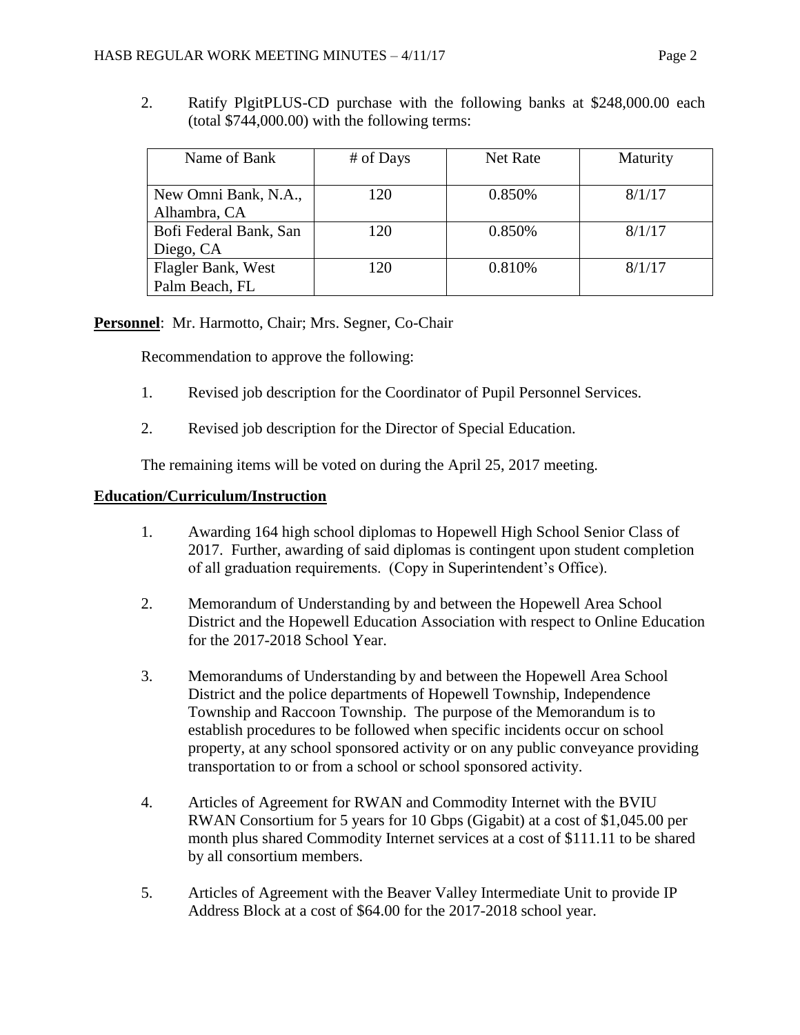2. Ratify PlgitPLUS-CD purchase with the following banks at $248,000.00 each (total $744,000.00) with the following terms:

| Name of Bank | # of Days | Net Rate | Maturity |
|---|---|---|---|
| New Omni Bank, N.A., Alhambra, CA | 120 | 0.850% | 8/1/17 |
| Bofi Federal Bank, San Diego, CA | 120 | 0.850% | 8/1/17 |
| Flagler Bank, West Palm Beach, FL | 120 | 0.810% | 8/1/17 |

**Personnel**: Mr. Harmotto, Chair; Mrs. Segner, Co-Chair

Recommendation to approve the following:

1. Revised job description for the Coordinator of Pupil Personnel Services.
2. Revised job description for the Director of Special Education.

The remaining items will be voted on during the April 25, 2017 meeting.

**Education/Curriculum/Instruction**

1. Awarding 164 high school diplomas to Hopewell High School Senior Class of 2017. Further, awarding of said diplomas is contingent upon student completion of all graduation requirements. (Copy in Superintendent's Office).
2. Memorandum of Understanding by and between the Hopewell Area School District and the Hopewell Education Association with respect to Online Education for the 2017-2018 School Year.
3. Memorandums of Understanding by and between the Hopewell Area School District and the police departments of Hopewell Township, Independence Township and Raccoon Township. The purpose of the Memorandum is to establish procedures to be followed when specific incidents occur on school property, at any school sponsored activity or on any public conveyance providing transportation to or from a school or school sponsored activity.
4. Articles of Agreement for RWAN and Commodity Internet with the BVIU RWAN Consortium for 5 years for 10 Gbps (Gigabit) at a cost of $1,045.00 per month plus shared Commodity Internet services at a cost of $111.11 to be shared by all consortium members.
5. Articles of Agreement with the Beaver Valley Intermediate Unit to provide IP Address Block at a cost of $64.00 for the 2017-2018 school year.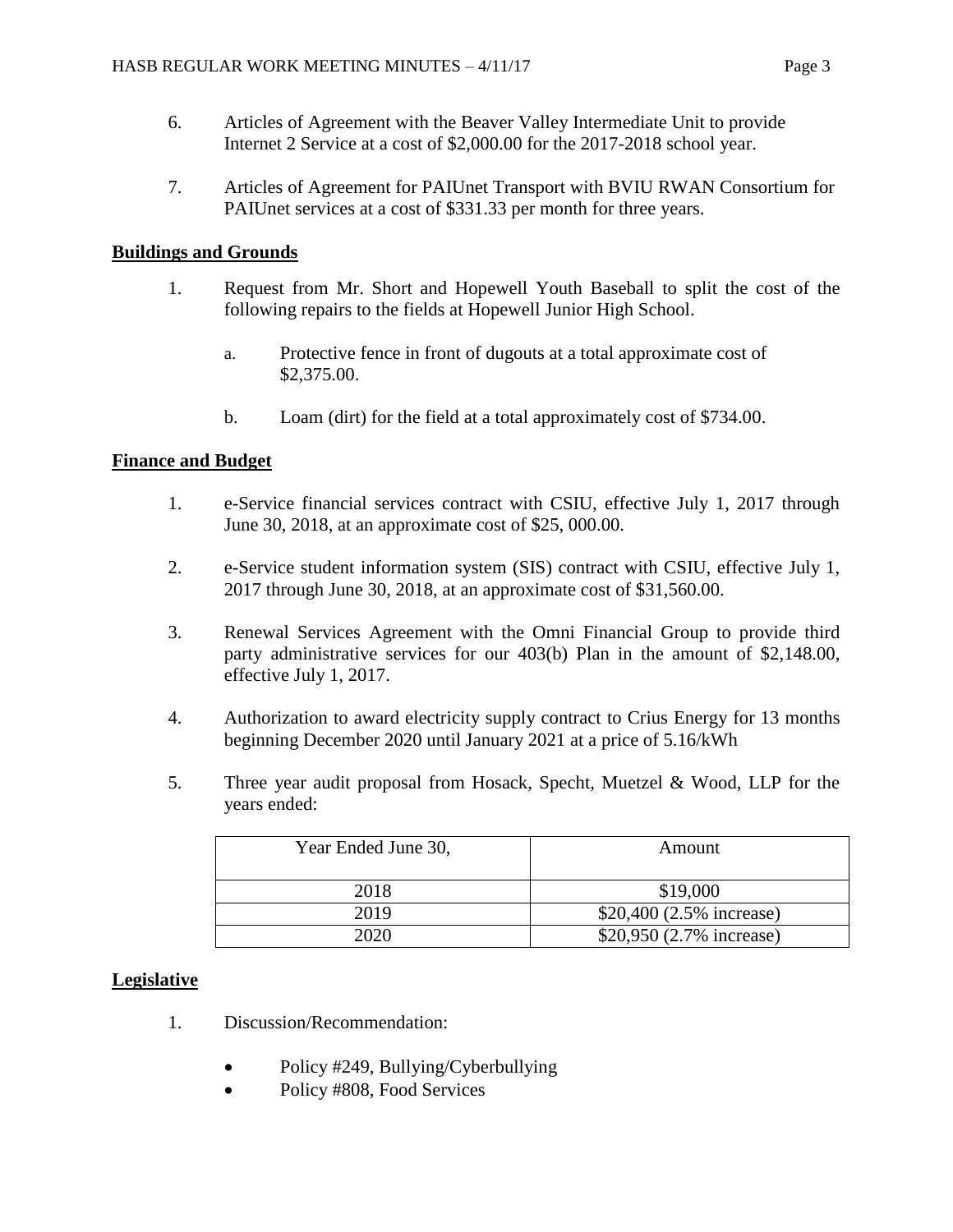6. Articles of Agreement with the Beaver Valley Intermediate Unit to provide Internet 2 Service at a cost of $2,000.00 for the 2017-2018 school year.

7. Articles of Agreement for PAIUnet Transport with BVIU RWAN Consortium for PAIUnet services at a cost of $331.33 per month for three years.

**Buildings and Grounds**

1. Request from Mr. Short and Hopewell Youth Baseball to split the cost of the following repairs to the fields at Hopewell Junior High School.

   a. Protective fence in front of dugouts at a total approximate cost of $2,375.00.

   b. Loam (dirt) for the field at a total approximately cost of $734.00.

**Finance and Budget**

1. e-Service financial services contract with CSIU, effective July 1, 2017 through June 30, 2018, at an approximate cost of $25, 000.00.

2. e-Service student information system (SIS) contract with CSIU, effective July 1, 2017 through June 30, 2018, at an approximate cost of $31,560.00.

3. Renewal Services Agreement with the Omni Financial Group to provide third party administrative services for our 403(b) Plan in the amount of $2,148.00, effective July 1, 2017.

4. Authorization to award electricity supply contract to Crius Energy for 13 months beginning December 2020 until January 2021 at a price of 5.16/kWh

5. Three year audit proposal from Hosack, Specht, Muetzel & Wood, LLP for the years ended:

| Year Ended June 30, | Amount |
|---|---|
| 2018 | $19,000 |
| 2019 | $20,400 (2.5% increase) |
| 2020 | $20,950 (2.7% increase) |

**Legislative**

1. Discussion/Recommendation:

   - Policy #249, Bullying/Cyberbullying
   - Policy #808, Food Services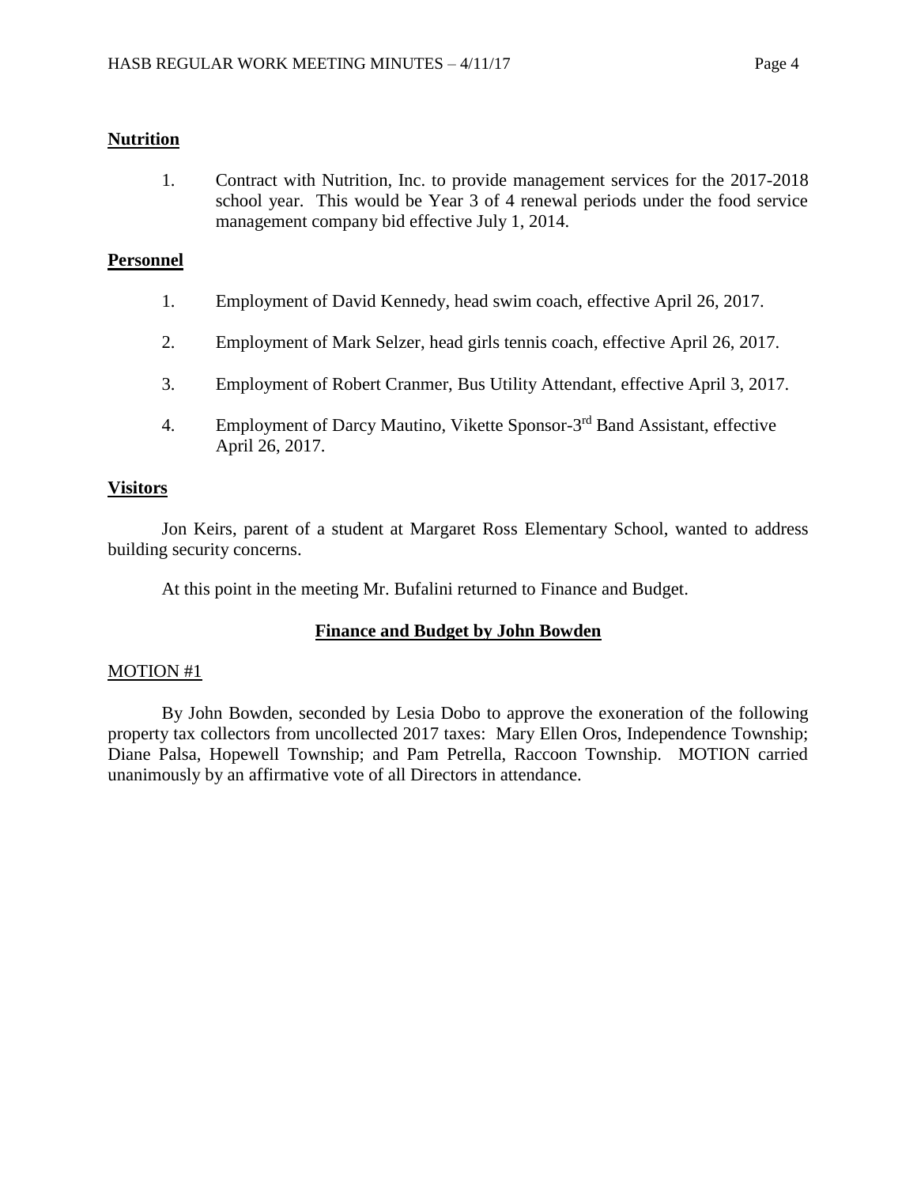**Nutrition**

1. Contract with Nutrition, Inc. to provide management services for the 2017-2018 school year. This would be Year 3 of 4 renewal periods under the food service management company bid effective July 1, 2014.

**Personnel**

1. Employment of David Kennedy, head swim coach, effective April 26, 2017.
2. Employment of Mark Selzer, head girls tennis coach, effective April 26, 2017.
3. Employment of Robert Cranmer, Bus Utility Attendant, effective April 3, 2017.
4. Employment of Darcy Mautino, Vikette Sponsor-3rd Band Assistant, effective April 26, 2017.

**Visitors**

Jon Keirs, parent of a student at Margaret Ross Elementary School, wanted to address building security concerns.

At this point in the meeting Mr. Bufalini returned to Finance and Budget.

## Finance and Budget by John Bowden

MOTION #1

By John Bowden, seconded by Lesia Dobo to approve the exoneration of the following property tax collectors from uncollected 2017 taxes: Mary Ellen Oros, Independence Township; Diane Palsa, Hopewell Township; and Pam Petrella, Raccoon Township. MOTION carried unanimously by an affirmative vote of all Directors in attendance.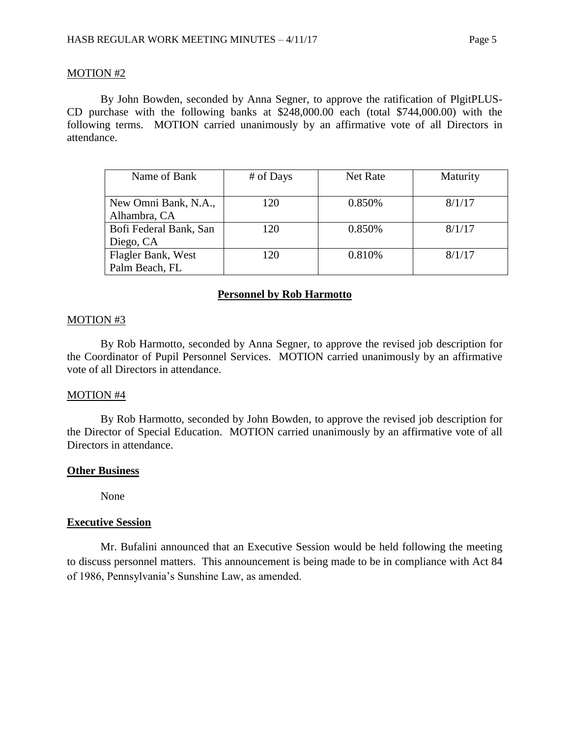MOTION #2

By John Bowden, seconded by Anna Segner, to approve the ratification of PlgitPLUS-CD purchase with the following banks at $248,000.00 each (total $744,000.00) with the following terms. MOTION carried unanimously by an affirmative vote of all Directors in attendance.

| Name of Bank | # of Days | Net Rate | Maturity |
|---|---|---|---|
| New Omni Bank, N.A., Alhambra, CA | 120 | 0.850% | 8/1/17 |
| Bofi Federal Bank, San Diego, CA | 120 | 0.850% | 8/1/17 |
| Flagler Bank, West Palm Beach, FL | 120 | 0.810% | 8/1/17 |

**Personnel by Rob Harmotto**

MOTION #3

By Rob Harmotto, seconded by Anna Segner, to approve the revised job description for the Coordinator of Pupil Personnel Services. MOTION carried unanimously by an affirmative vote of all Directors in attendance.

MOTION #4

By Rob Harmotto, seconded by John Bowden, to approve the revised job description for the Director of Special Education. MOTION carried unanimously by an affirmative vote of all Directors in attendance.

**Other Business**

None

**Executive Session**

Mr. Bufalini announced that an Executive Session would be held following the meeting to discuss personnel matters. This announcement is being made to be in compliance with Act 84 of 1986, Pennsylvania's Sunshine Law, as amended.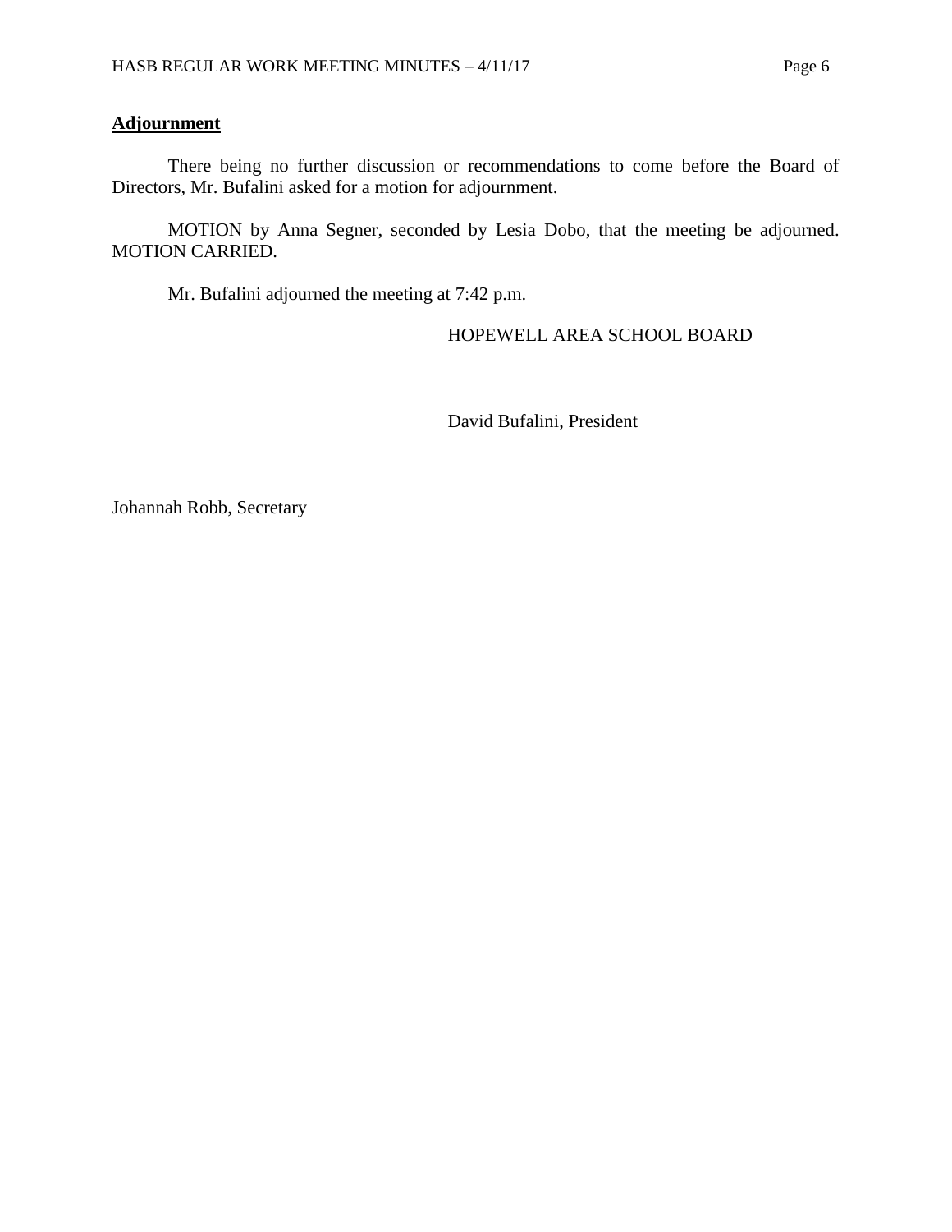## Adjournment

There being no further discussion or recommendations to come before the Board of Directors, Mr. Bufalini asked for a motion for adjournment.

MOTION by Anna Segner, seconded by Lesia Dobo, that the meeting be adjourned. MOTION CARRIED.

Mr. Bufalini adjourned the meeting at 7:42 p.m.

HOPEWELL AREA SCHOOL BOARD

David Bufalini, President

Johannah Robb, Secretary